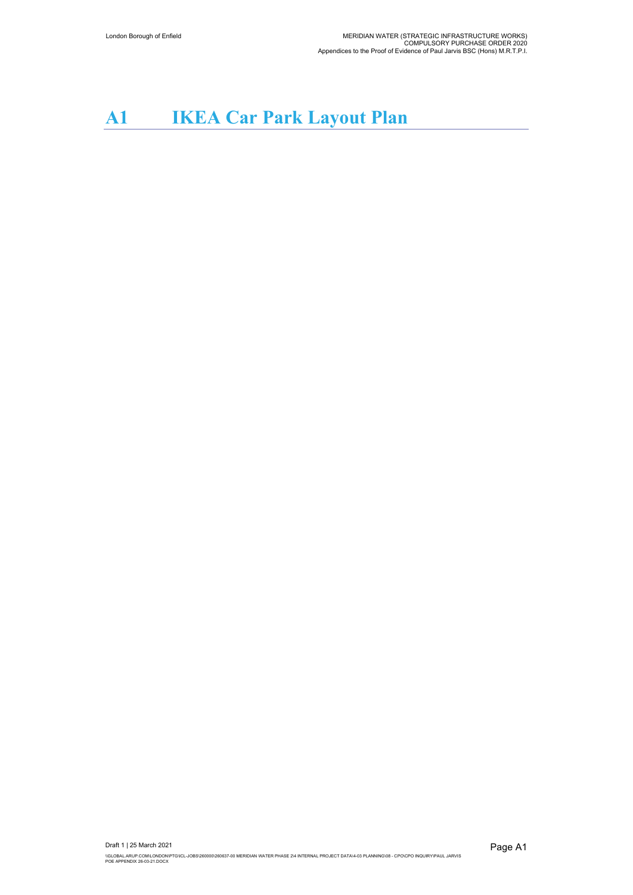# A1 IKEA Car Park Layout Plan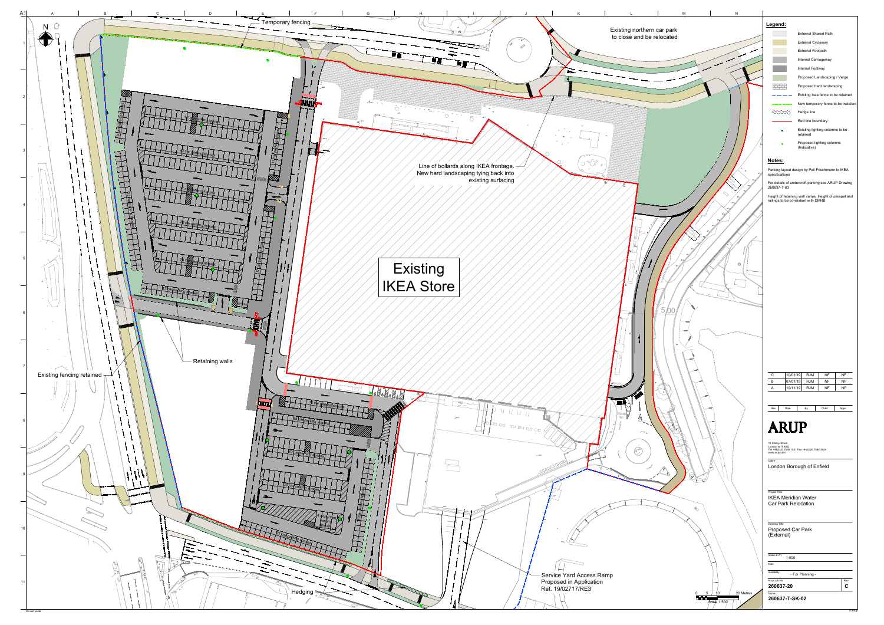Temporary fencing

Existing northern car park to close and be relocated

Line of bollards along IKEA frontage. New hard landscaping tying back into existing surfacing

Existing IKEA Store

Retaining walls

Existing fencing retained

Service Yard Access Ramp Proposed in Application Ref. 19/02717/RE3

Hedging

## Legend:

- External Shared Path
- External Cycleway
- External Footpath
- Internal Carriageway
- Internal Footway
- Proposed Landscaping / Verge
- Proposed hard landscaping
- Existing Ikea fence to be retained
- New temporary fence to be installed
- Hedge line
- Red line boundary
- Existing lighting columns to be retained
- Proposed lighting columns (Indicative)

## Notes:

Parking layout design by Pell Frischmann to IKEA specifications

For details of undercroft parking see ARUP Drawing 260637-T-03

Height of retaining wall varies. Height of parapet and railings to be consistent with DMRB

| Rev | Date | By | Chkd | Appd |
|---|---|---|---|---|
| C | 10/01/19 | RJM | NF | NF |
| B | 07/01/19 | RJM | NF | NF |
| A | 19/11/19 | RJM | NF | NF |

ARUP

13 Fitzroy Street
London W1T 4BQ
Tel +44(0)20 7636 1531 Fax +44(0)20 7580 3924
www.arup.com

Client
London Borough of Enfield

Project Title
IKEA Meridian Water
Car Park Relocation

Drawing Title
Proposed Car Park (External)

Scale at A1
1:500

Suitability
- For Planning -

Arup Job No
260637-20

Rev
C

Name
260637-T-SK-02

0 5 10 20 Metres
Scale 1:500

Do not scale

© Arup